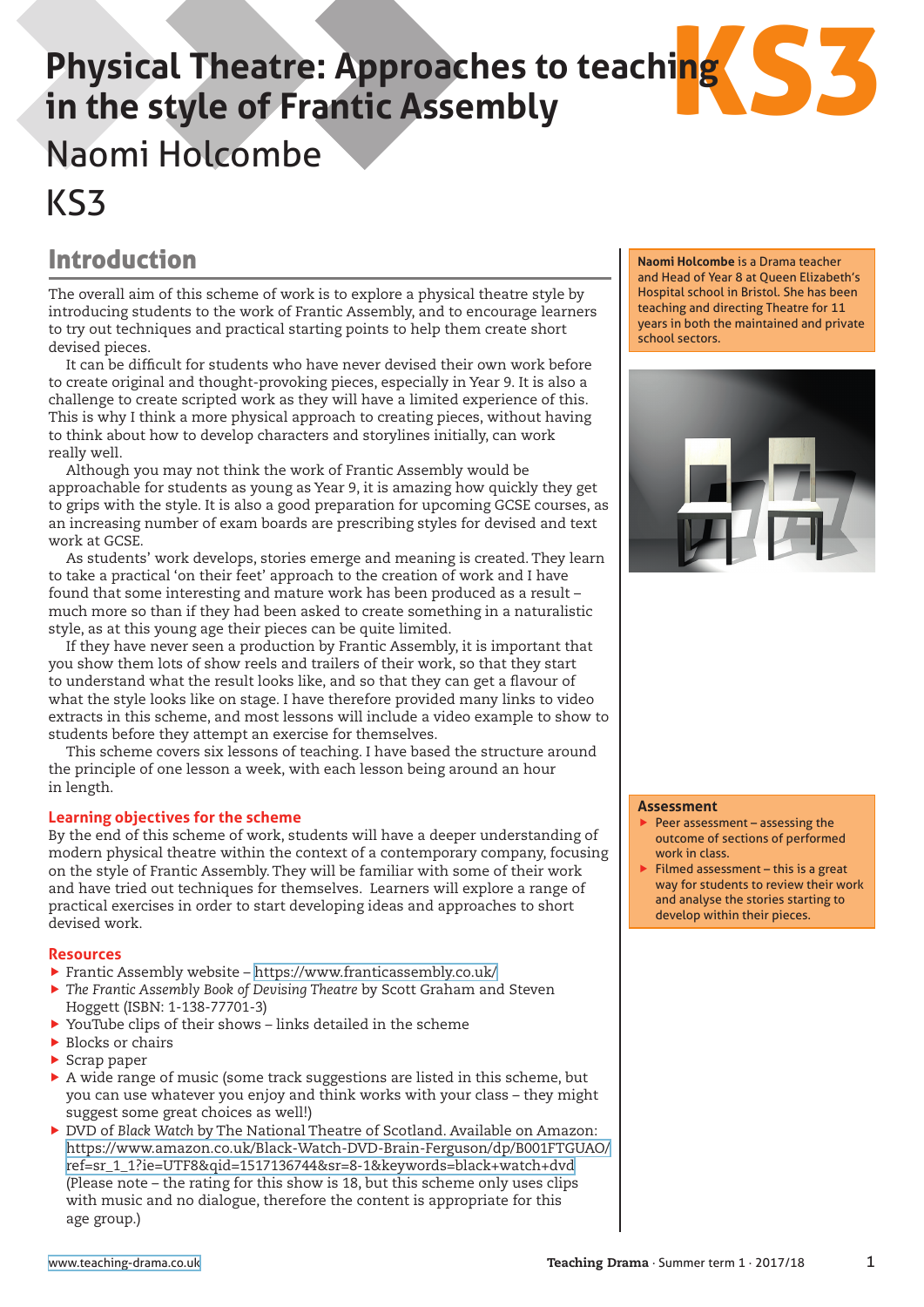# Physical Theatre: Approaches to teaching in the style of Frantic Assembly

Naomi Holcombe

KS3

**Naomi Holcombe** is a Drama teacher and Head of Year 8 at Queen Elizabeth's Hospital school in Bristol. She has been teaching and directing Theatre for 11 years in both the maintained and private school sectors.

## Introduction

The overall aim of this scheme of work is to explore a physical theatre style by introducing students to the work of Frantic Assembly, and to encourage learners to try out techniques and practical starting points to help them create short devised pieces.

It can be difficult for students who have never devised their own work before to create original and thought-provoking pieces, especially in Year 9. It is also a challenge to create scripted work as they will have a limited experience of this. This is why I think a more physical approach to creating pieces, without having to think about how to develop characters and storylines initially, can work really well.

Although you may not think the work of Frantic Assembly would be approachable for students as young as Year 9, it is amazing how quickly they get to grips with the style. It is also a good preparation for upcoming GCSE courses, as an increasing number of exam boards are prescribing styles for devised and text work at GCSE.

As students' work develops, stories emerge and meaning is created. They learn to take a practical 'on their feet' approach to the creation of work and I have found that some interesting and mature work has been produced as a result – much more so than if they had been asked to create something in a naturalistic style, as at this young age their pieces can be quite limited.

If they have never seen a production by Frantic Assembly, it is important that you show them lots of show reels and trailers of their work, so that they start to understand what the result looks like, and so that they can get a flavour of what the style looks like on stage. I have therefore provided many links to video extracts in this scheme, and most lessons will include a video example to show to students before they attempt an exercise for themselves.

This scheme covers six lessons of teaching. I have based the structure around the principle of one lesson a week, with each lesson being around an hour in length.

### Learning objectives for the scheme

By the end of this scheme of work, students will have a deeper understanding of modern physical theatre within the context of a contemporary company, focusing on the style of Frantic Assembly. They will be familiar with some of their work and have tried out techniques for themselves. Learners will explore a range of practical exercises in order to start developing ideas and approaches to short devised work.

### Resources

- Frantic Assembly website – https://www.franticassembly.co.uk/
- *The Frantic Assembly Book of Devising Theatre* by Scott Graham and Steven Hoggett (ISBN: 1-138-77701-3)
- YouTube clips of their shows – links detailed in the scheme
- Blocks or chairs
- Scrap paper
- A wide range of music (some track suggestions are listed in this scheme, but you can use whatever you enjoy and think works with your class – they might suggest some great choices as well!)
- DVD of *Black Watch* by The National Theatre of Scotland. Available on Amazon: https://www.amazon.co.uk/Black-Watch-DVD-Brain-Ferguson/dp/B001FTGUAO/ref=sr_1_1?ie=UTF8&qid=1517136744&sr=8-1&keywords=black+watch+dvd (Please note – the rating for this show is 18, but this scheme only uses clips with music and no dialogue, therefore the content is appropriate for this age group.)

### Assessment

- Peer assessment – assessing the outcome of sections of performed work in class.
- Filmed assessment – this is a great way for students to review their work and analyse the stories starting to develop within their pieces.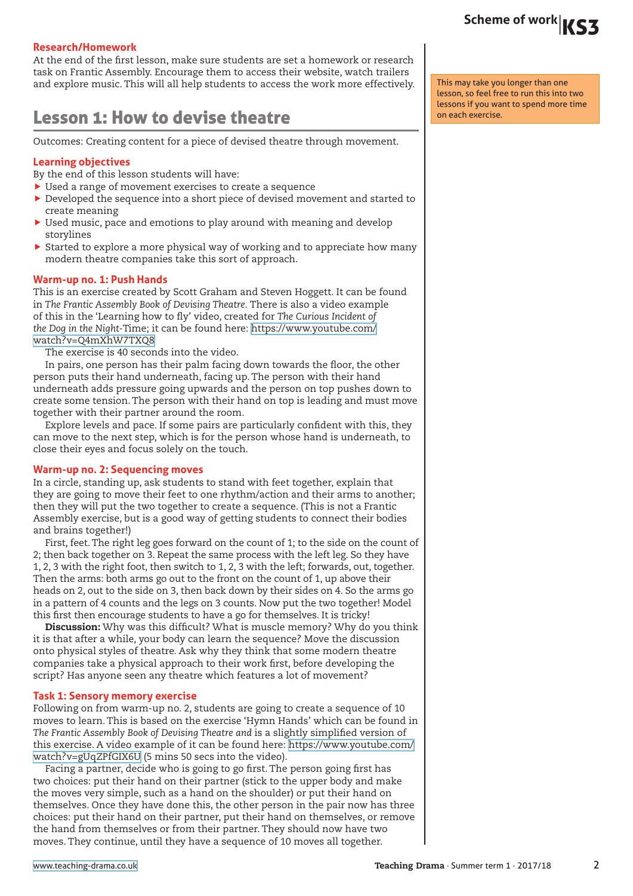## Research/Homework

At the end of the first lesson, make sure students are set a homework or research task on Frantic Assembly. Encourage them to access their website, watch trailers and explore music. This will all help students to access the work more effectively.

# Lesson 1: How to devise theatre

This may take you longer than one lesson, so feel free to run this into two lessons if you want to spend more time on each exercise.

Outcomes: Creating content for a piece of devised theatre through movement.

## Learning objectives

By the end of this lesson students will have:

- Used a range of movement exercises to create a sequence
- Developed the sequence into a short piece of devised movement and started to create meaning
- Used music, pace and emotions to play around with meaning and develop storylines
- Started to explore a more physical way of working and to appreciate how many modern theatre companies take this sort of approach.

## Warm-up no. 1: Push Hands

This is an exercise created by Scott Graham and Steven Hoggett. It can be found in *The Frantic Assembly Book of Devising Theatre*. There is also a video example of this in the 'Learning how to fly' video, created for *The Curious Incident of the Dog in the Night*-Time; it can be found here: https://www.youtube.com/watch?v=Q4mXhW7TXQ8

The exercise is 40 seconds into the video.

In pairs, one person has their palm facing down towards the floor, the other person puts their hand underneath, facing up. The person with their hand underneath adds pressure going upwards and the person on top pushes down to create some tension. The person with their hand on top is leading and must move together with their partner around the room.

Explore levels and pace. If some pairs are particularly confident with this, they can move to the next step, which is for the person whose hand is underneath, to close their eyes and focus solely on the touch.

## Warm-up no. 2: Sequencing moves

In a circle, standing up, ask students to stand with feet together, explain that they are going to move their feet to one rhythm/action and their arms to another; then they will put the two together to create a sequence. (This is not a Frantic Assembly exercise, but is a good way of getting students to connect their bodies and brains together!)

First, feet. The right leg goes forward on the count of 1; to the side on the count of 2; then back together on 3. Repeat the same process with the left leg. So they have 1, 2, 3 with the right foot, then switch to 1, 2, 3 with the left; forwards, out, together. Then the arms: both arms go out to the front on the count of 1, up above their heads on 2, out to the side on 3, then back down by their sides on 4. So the arms go in a pattern of 4 counts and the legs on 3 counts. Now put the two together! Model this first then encourage students to have a go for themselves. It is tricky!

**Discussion:** Why was this difficult? What is muscle memory? Why do you think it is that after a while, your body can learn the sequence? Move the discussion onto physical styles of theatre. Ask why they think that some modern theatre companies take a physical approach to their work first, before developing the script? Has anyone seen any theatre which features a lot of movement?

## Task 1: Sensory memory exercise

Following on from warm-up no. 2, students are going to create a sequence of 10 moves to learn. This is based on the exercise 'Hymn Hands' which can be found in *The Frantic Assembly Book of Devising Theatre and* is a slightly simplified version of this exercise. A video example of it can be found here: https://www.youtube.com/watch?v=gUqZPfGIX6U (5 mins 50 secs into the video).

Facing a partner, decide who is going to go first. The person going first has two choices: put their hand on their partner (stick to the upper body and make the moves very simple, such as a hand on the shoulder) or put their hand on themselves. Once they have done this, the other person in the pair now has three choices: put their hand on their partner, put their hand on themselves, or remove the hand from themselves or from their partner. They should now have two moves. They continue, until they have a sequence of 10 moves all together.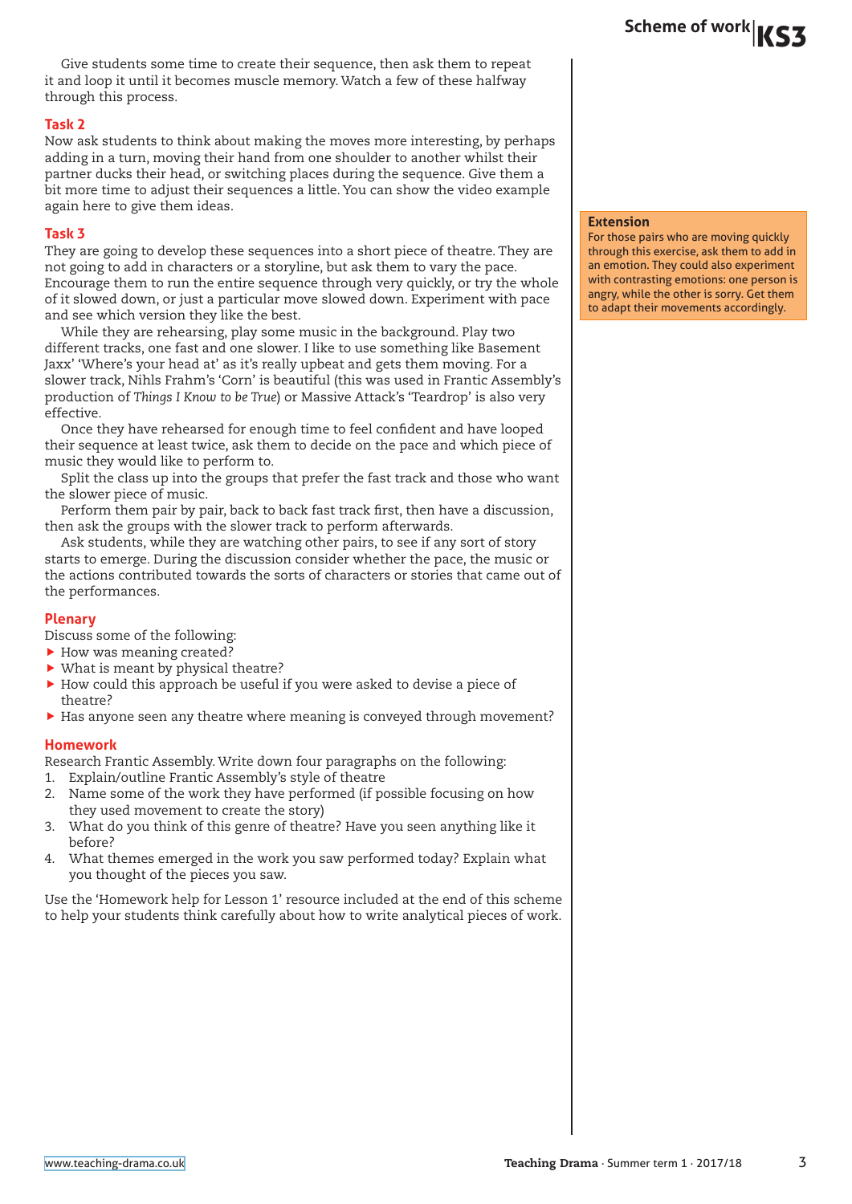Give students some time to create their sequence, then ask them to repeat it and loop it until it becomes muscle memory. Watch a few of these halfway through this process.

### Task 2

Now ask students to think about making the moves more interesting, by perhaps adding in a turn, moving their hand from one shoulder to another whilst their partner ducks their head, or switching places during the sequence. Give them a bit more time to adjust their sequences a little. You can show the video example again here to give them ideas.

### Task 3

They are going to develop these sequences into a short piece of theatre. They are not going to add in characters or a storyline, but ask them to vary the pace. Encourage them to run the entire sequence through very quickly, or try the whole of it slowed down, or just a particular move slowed down. Experiment with pace and see which version they like the best.

While they are rehearsing, play some music in the background. Play two different tracks, one fast and one slower. I like to use something like Basement Jaxx' 'Where's your head at' as it's really upbeat and gets them moving. For a slower track, Nihls Frahm's 'Corn' is beautiful (this was used in Frantic Assembly's production of *Things I Know to be True*) or Massive Attack's 'Teardrop' is also very effective.

Once they have rehearsed for enough time to feel confident and have looped their sequence at least twice, ask them to decide on the pace and which piece of music they would like to perform to.

Split the class up into the groups that prefer the fast track and those who want the slower piece of music.

Perform them pair by pair, back to back fast track first, then have a discussion, then ask the groups with the slower track to perform afterwards.

Ask students, while they are watching other pairs, to see if any sort of story starts to emerge. During the discussion consider whether the pace, the music or the actions contributed towards the sorts of characters or stories that came out of the performances.

**Extension**

For those pairs who are moving quickly through this exercise, ask them to add in an emotion. They could also experiment with contrasting emotions: one person is angry, while the other is sorry. Get them to adapt their movements accordingly.

### Plenary

Discuss some of the following:

- How was meaning created?
- What is meant by physical theatre?
- How could this approach be useful if you were asked to devise a piece of theatre?
- Has anyone seen any theatre where meaning is conveyed through movement?

### Homework

Research Frantic Assembly. Write down four paragraphs on the following:

1. Explain/outline Frantic Assembly's style of theatre
2. Name some of the work they have performed (if possible focusing on how they used movement to create the story)
3. What do you think of this genre of theatre? Have you seen anything like it before?
4. What themes emerged in the work you saw performed today? Explain what you thought of the pieces you saw.

Use the 'Homework help for Lesson 1' resource included at the end of this scheme to help your students think carefully about how to write analytical pieces of work.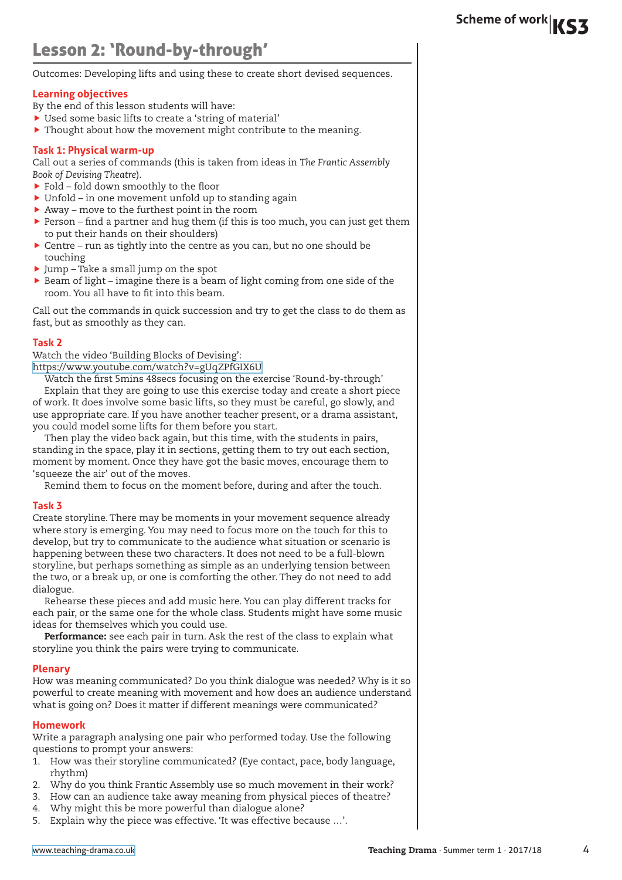# Lesson 2: 'Round-by-through'

Outcomes: Developing lifts and using these to create short devised sequences.

## Learning objectives

By the end of this lesson students will have:

- Used some basic lifts to create a 'string of material'
- Thought about how the movement might contribute to the meaning.

## Task 1: Physical warm-up

Call out a series of commands (this is taken from ideas in *The Frantic Assembly Book of Devising Theatre*).

- Fold – fold down smoothly to the floor
- Unfold – in one movement unfold up to standing again
- Away – move to the furthest point in the room
- Person – find a partner and hug them (if this is too much, you can just get them to put their hands on their shoulders)
- Centre – run as tightly into the centre as you can, but no one should be touching
- Jump – Take a small jump on the spot
- Beam of light – imagine there is a beam of light coming from one side of the room. You all have to fit into this beam.

Call out the commands in quick succession and try to get the class to do them as fast, but as smoothly as they can.

## Task 2

Watch the video 'Building Blocks of Devising': https://www.youtube.com/watch?v=gUqZPfGIX6U

Watch the first 5mins 48secs focusing on the exercise 'Round-by-through'

Explain that they are going to use this exercise today and create a short piece of work. It does involve some basic lifts, so they must be careful, go slowly, and use appropriate care. If you have another teacher present, or a drama assistant, you could model some lifts for them before you start.

Then play the video back again, but this time, with the students in pairs, standing in the space, play it in sections, getting them to try out each section, moment by moment. Once they have got the basic moves, encourage them to 'squeeze the air' out of the moves.

Remind them to focus on the moment before, during and after the touch.

## Task 3

Create storyline. There may be moments in your movement sequence already where story is emerging. You may need to focus more on the touch for this to develop, but try to communicate to the audience what situation or scenario is happening between these two characters. It does not need to be a full-blown storyline, but perhaps something as simple as an underlying tension between the two, or a break up, or one is comforting the other. They do not need to add dialogue.

Rehearse these pieces and add music here. You can play different tracks for each pair, or the same one for the whole class. Students might have some music ideas for themselves which you could use.

**Performance:** see each pair in turn. Ask the rest of the class to explain what storyline you think the pairs were trying to communicate.

## Plenary

How was meaning communicated? Do you think dialogue was needed? Why is it so powerful to create meaning with movement and how does an audience understand what is going on? Does it matter if different meanings were communicated?

## Homework

Write a paragraph analysing one pair who performed today. Use the following questions to prompt your answers:

1. How was their storyline communicated? (Eye contact, pace, body language, rhythm)
2. Why do you think Frantic Assembly use so much movement in their work?
3. How can an audience take away meaning from physical pieces of theatre?
4. Why might this be more powerful than dialogue alone?
5. Explain why the piece was effective. 'It was effective because …'.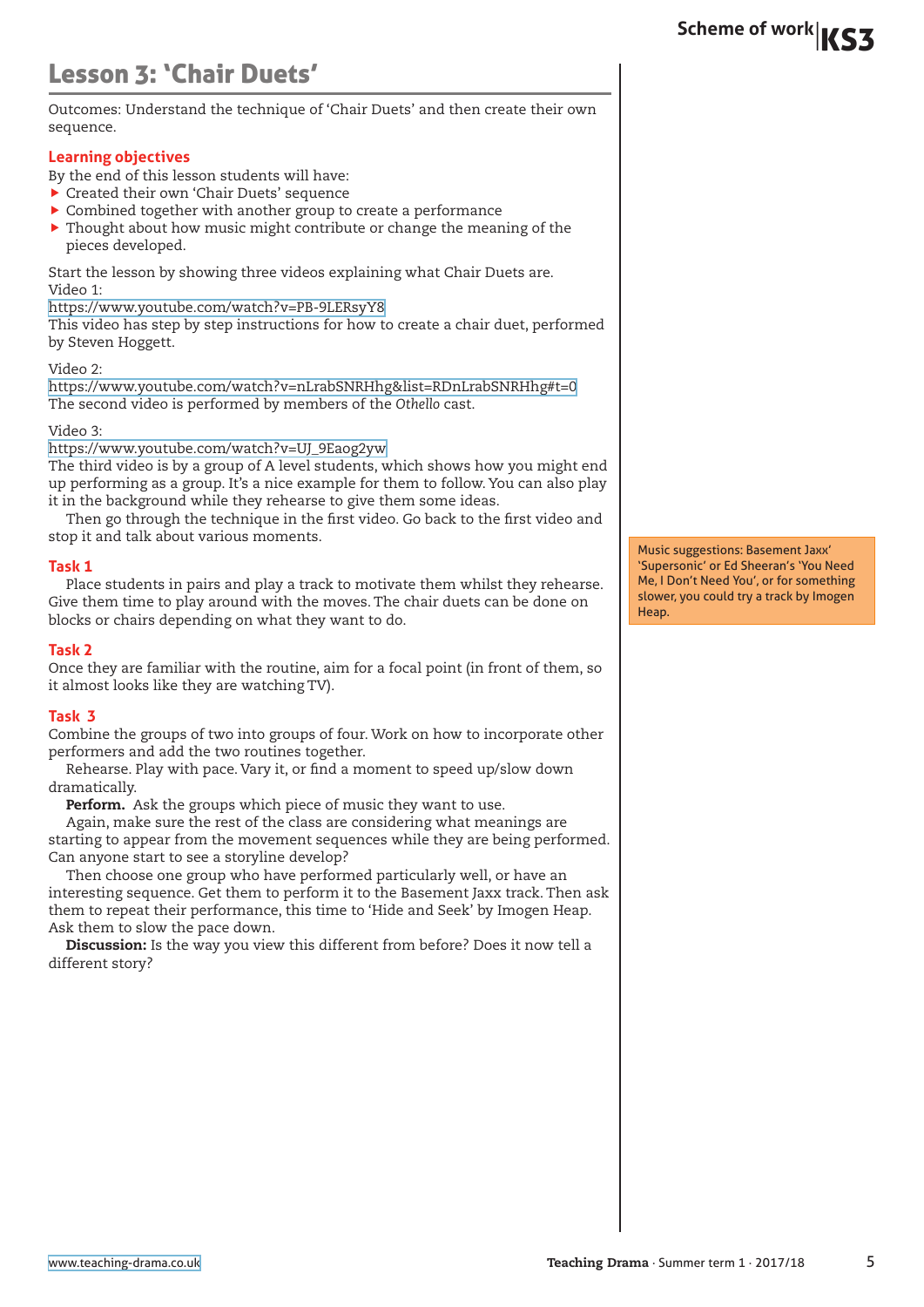# Lesson 3: 'Chair Duets'

Outcomes: Understand the technique of 'Chair Duets' and then create their own sequence.

## Learning objectives

By the end of this lesson students will have:

- Created their own 'Chair Duets' sequence
- Combined together with another group to create a performance
- Thought about how music might contribute or change the meaning of the pieces developed.

Start the lesson by showing three videos explaining what Chair Duets are.

Video 1:
https://www.youtube.com/watch?v=PB-9LERsyY8
This video has step by step instructions for how to create a chair duet, performed by Steven Hoggett.

Video 2:
https://www.youtube.com/watch?v=nLrabSNRHhg&list=RDnLrabSNRHhg#t=0
The second video is performed by members of the *Othello* cast.

Video 3:
https://www.youtube.com/watch?v=UJ_9Eaog2yw
The third video is by a group of A level students, which shows how you might end up performing as a group. It's a nice example for them to follow. You can also play it in the background while they rehearse to give them some ideas.

Then go through the technique in the first video. Go back to the first video and stop it and talk about various moments.

## Task 1

Place students in pairs and play a track to motivate them whilst they rehearse. Give them time to play around with the moves. The chair duets can be done on blocks or chairs depending on what they want to do.

Music suggestions: Basement Jaxx' 'Supersonic' or Ed Sheeran's 'You Need Me, I Don't Need You', or for something slower, you could try a track by Imogen Heap.

## Task 2

Once they are familiar with the routine, aim for a focal point (in front of them, so it almost looks like they are watching TV).

## Task 3

Combine the groups of two into groups of four. Work on how to incorporate other performers and add the two routines together.

Rehearse. Play with pace. Vary it, or find a moment to speed up/slow down dramatically.

**Perform.** Ask the groups which piece of music they want to use.

Again, make sure the rest of the class are considering what meanings are starting to appear from the movement sequences while they are being performed. Can anyone start to see a storyline develop?

Then choose one group who have performed particularly well, or have an interesting sequence. Get them to perform it to the Basement Jaxx track. Then ask them to repeat their performance, this time to 'Hide and Seek' by Imogen Heap. Ask them to slow the pace down.

**Discussion:** Is the way you view this different from before? Does it now tell a different story?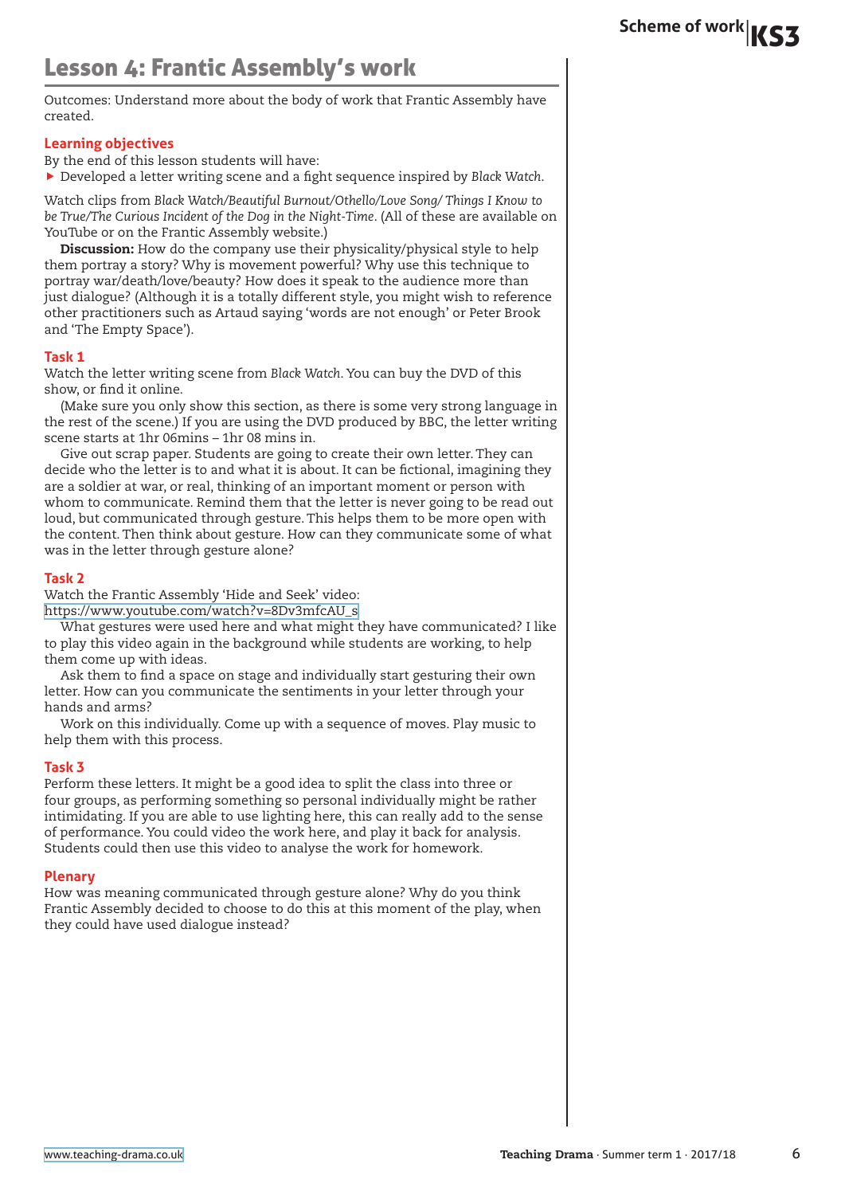# Lesson 4: Frantic Assembly's work

Outcomes: Understand more about the body of work that Frantic Assembly have created.

### Learning objectives

By the end of this lesson students will have:

- Developed a letter writing scene and a fight sequence inspired by *Black Watch*.

Watch clips from *Black Watch/Beautiful Burnout/Othello/Love Song/ Things I Know to be True/The Curious Incident of the Dog in the Night-Time*. (All of these are available on YouTube or on the Frantic Assembly website.)

**Discussion:** How do the company use their physicality/physical style to help them portray a story? Why is movement powerful? Why use this technique to portray war/death/love/beauty? How does it speak to the audience more than just dialogue? (Although it is a totally different style, you might wish to reference other practitioners such as Artaud saying 'words are not enough' or Peter Brook and 'The Empty Space').

### Task 1

Watch the letter writing scene from *Black Watch*. You can buy the DVD of this show, or find it online.

(Make sure you only show this section, as there is some very strong language in the rest of the scene.) If you are using the DVD produced by BBC, the letter writing scene starts at 1hr 06mins – 1hr 08 mins in.

Give out scrap paper. Students are going to create their own letter. They can decide who the letter is to and what it is about. It can be fictional, imagining they are a soldier at war, or real, thinking of an important moment or person with whom to communicate. Remind them that the letter is never going to be read out loud, but communicated through gesture. This helps them to be more open with the content. Then think about gesture. How can they communicate some of what was in the letter through gesture alone?

### Task 2

Watch the Frantic Assembly 'Hide and Seek' video:
https://www.youtube.com/watch?v=8Dv3mfcAU_s

What gestures were used here and what might they have communicated? I like to play this video again in the background while students are working, to help them come up with ideas.

Ask them to find a space on stage and individually start gesturing their own letter. How can you communicate the sentiments in your letter through your hands and arms?

Work on this individually. Come up with a sequence of moves. Play music to help them with this process.

### Task 3

Perform these letters. It might be a good idea to split the class into three or four groups, as performing something so personal individually might be rather intimidating. If you are able to use lighting here, this can really add to the sense of performance. You could video the work here, and play it back for analysis. Students could then use this video to analyse the work for homework.

### Plenary

How was meaning communicated through gesture alone? Why do you think Frantic Assembly decided to choose to do this at this moment of the play, when they could have used dialogue instead?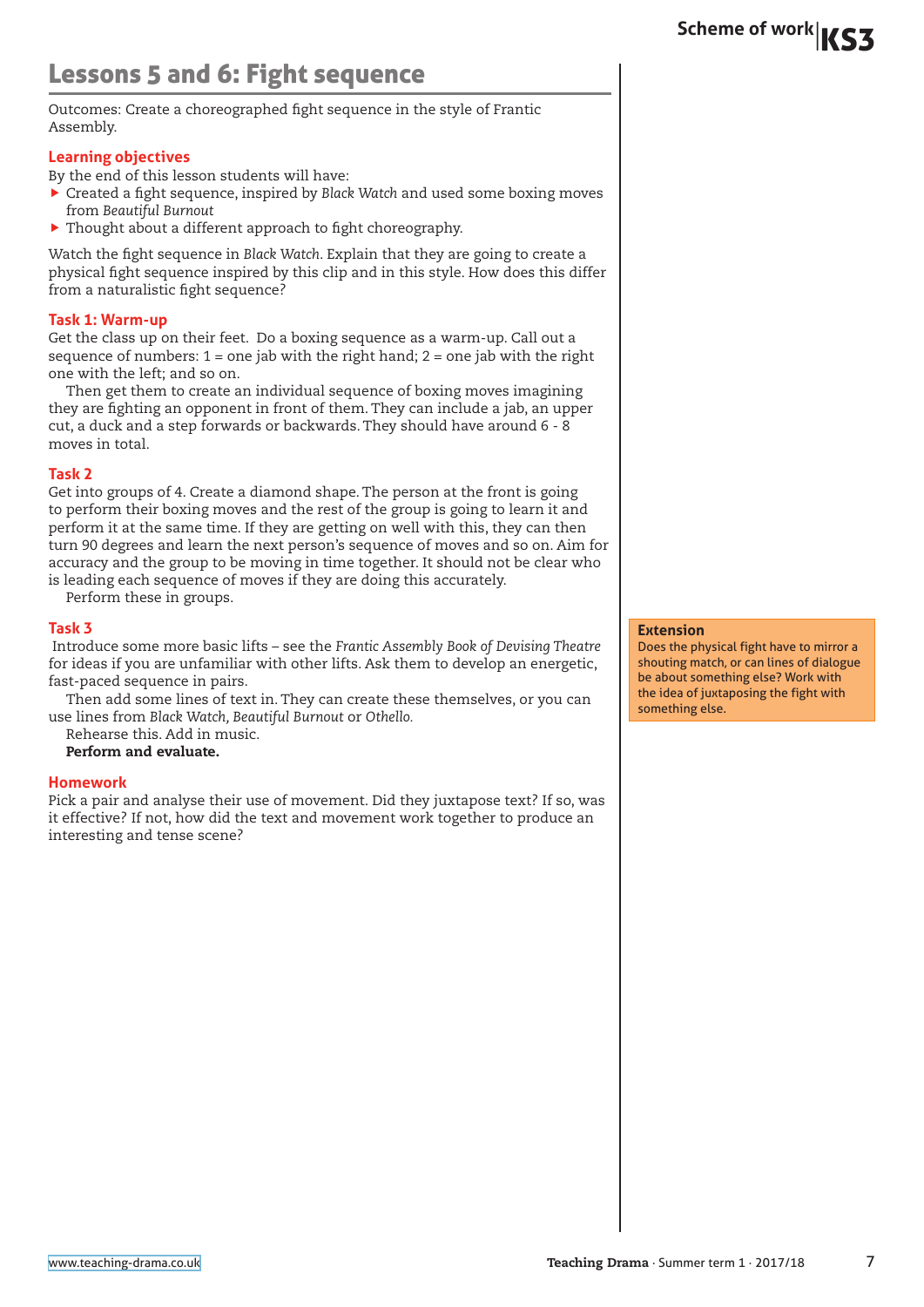## Lessons 5 and 6: Fight sequence

Outcomes: Create a choreographed fight sequence in the style of Frantic Assembly.

### Learning objectives

By the end of this lesson students will have:

- Created a fight sequence, inspired by *Black Watch* and used some boxing moves from *Beautiful Burnout*
- Thought about a different approach to fight choreography.

Watch the fight sequence in *Black Watch*. Explain that they are going to create a physical fight sequence inspired by this clip and in this style. How does this differ from a naturalistic fight sequence?

### Task 1: Warm-up

Get the class up on their feet. Do a boxing sequence as a warm-up. Call out a sequence of numbers: 1 = one jab with the right hand; 2 = one jab with the right one with the left; and so on.

Then get them to create an individual sequence of boxing moves imagining they are fighting an opponent in front of them. They can include a jab, an upper cut, a duck and a step forwards or backwards. They should have around 6 - 8 moves in total.

### Task 2

Get into groups of 4. Create a diamond shape. The person at the front is going to perform their boxing moves and the rest of the group is going to learn it and perform it at the same time. If they are getting on well with this, they can then turn 90 degrees and learn the next person's sequence of moves and so on. Aim for accuracy and the group to be moving in time together. It should not be clear who is leading each sequence of moves if they are doing this accurately.

Perform these in groups.

### Task 3

Introduce some more basic lifts – see the *Frantic Assembly Book of Devising Theatre* for ideas if you are unfamiliar with other lifts. Ask them to develop an energetic, fast-paced sequence in pairs.

Then add some lines of text in. They can create these themselves, or you can use lines from *Black Watch, Beautiful Burnout* or *Othello.*

Rehearse this. Add in music.

**Perform and evaluate.**

### Homework

Pick a pair and analyse their use of movement. Did they juxtapose text? If so, was it effective? If not, how did the text and movement work together to produce an interesting and tense scene?

**Extension**

Does the physical fight have to mirror a shouting match, or can lines of dialogue be about something else? Work with the idea of juxtaposing the fight with something else.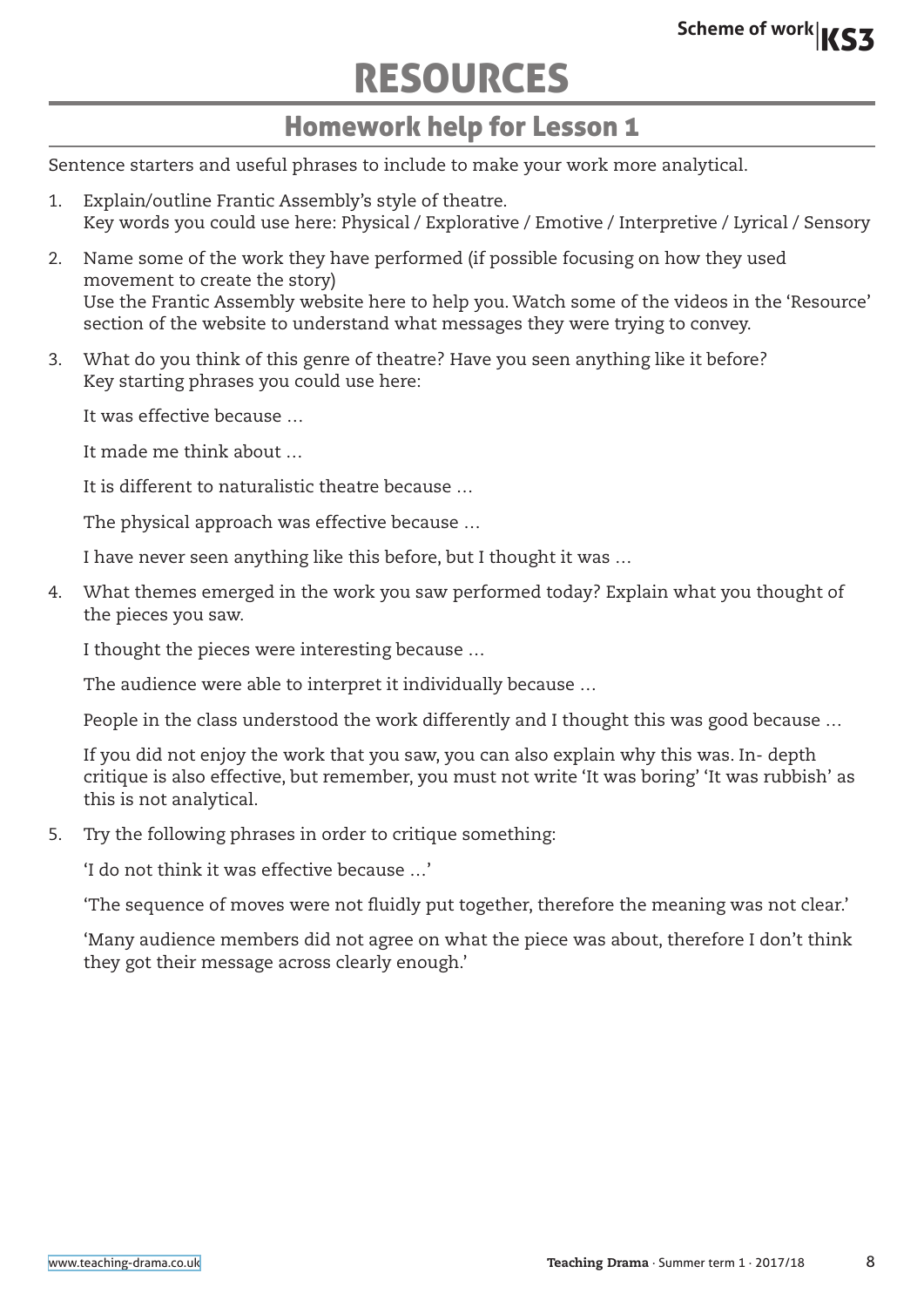# RESOURCES

## Homework help for Lesson 1

Sentence starters and useful phrases to include to make your work more analytical.

1. Explain/outline Frantic Assembly's style of theatre.
   Key words you could use here: Physical / Explorative / Emotive / Interpretive / Lyrical / Sensory

2. Name some of the work they have performed (if possible focusing on how they used movement to create the story)
   Use the Frantic Assembly website here to help you. Watch some of the videos in the 'Resource' section of the website to understand what messages they were trying to convey.

3. What do you think of this genre of theatre? Have you seen anything like it before?
   Key starting phrases you could use here:

   It was effective because …

   It made me think about …

   It is different to naturalistic theatre because …

   The physical approach was effective because …

   I have never seen anything like this before, but I thought it was …

4. What themes emerged in the work you saw performed today? Explain what you thought of the pieces you saw.

   I thought the pieces were interesting because …

   The audience were able to interpret it individually because …

   People in the class understood the work differently and I thought this was good because …

   If you did not enjoy the work that you saw, you can also explain why this was. In- depth critique is also effective, but remember, you must not write 'It was boring' 'It was rubbish' as this is not analytical.

5. Try the following phrases in order to critique something:

   'I do not think it was effective because …'

   'The sequence of moves were not fluidly put together, therefore the meaning was not clear.'

   'Many audience members did not agree on what the piece was about, therefore I don't think they got their message across clearly enough.'